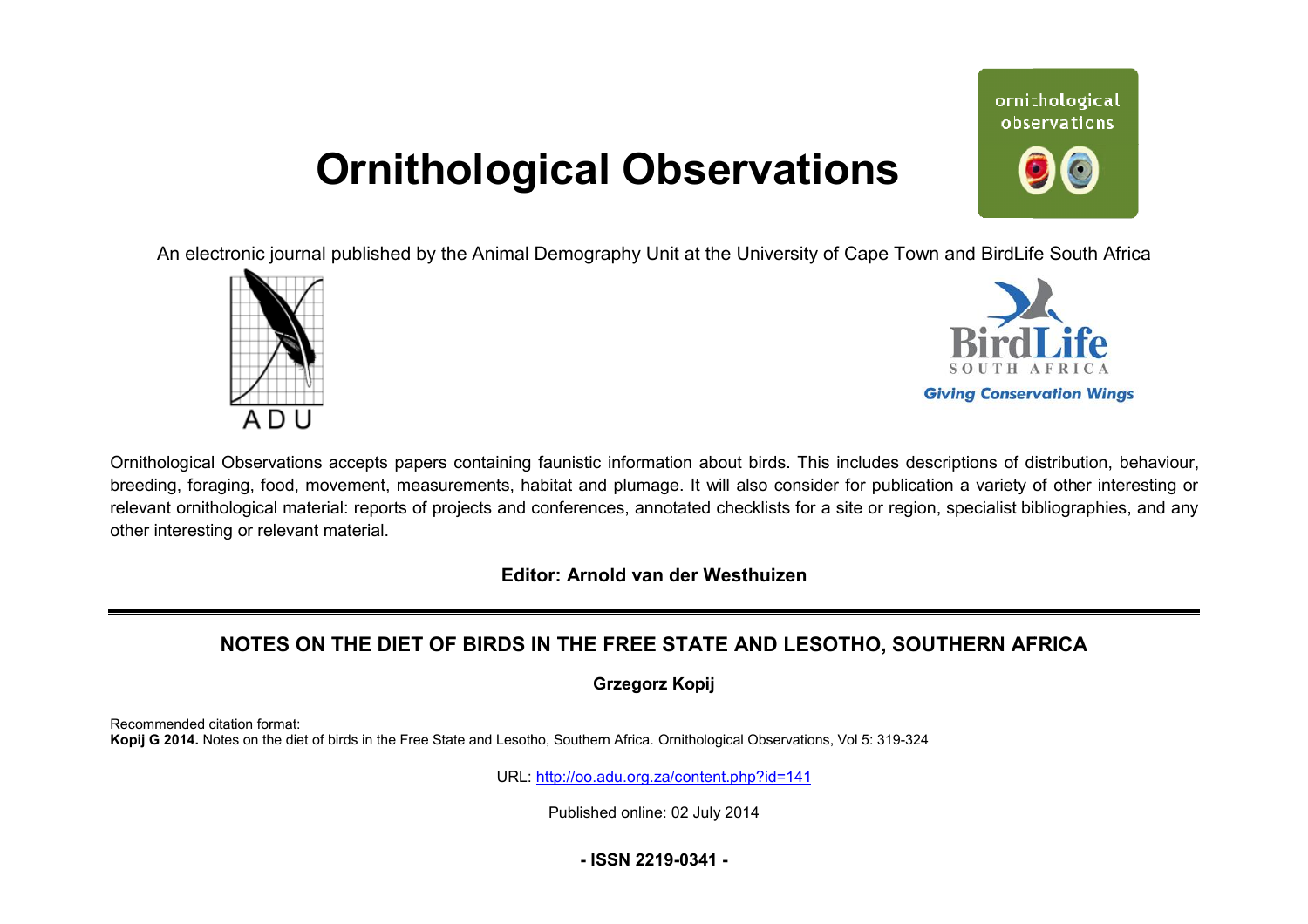# Ornithological Observations

An electronic journal published by the Animal Demography Unit at the University of Cape Town and BirdLife South Africa

Ornithological Observations accepts papers containing faunistic information about birds. This includes descriptions of distribution, behaviour, breeding, foraging, food, movement, measurements, habitat and plumage. It will also consider for publication a variety of other interesting or relevant ornithological material: reports of projects and conferences, annotated checklists for a site or region, specialist bibliographies, and any other interesting or relevant material.

**Editor: Arnold van der Westhuizen**

## NOTES ON THE DIET OF BIRDS IN THE FREE STATE AND LESOTHO, SOUTHERN AFRICA

**Grzegorz Kopij**

Recommended citation format:
**Kopij G 2014.** Notes on the diet of birds in the Free State and Lesotho, Southern Africa. Ornithological Observations, Vol 5: 319-324

URL: http://oo.adu.org.za/content.php?id=141

Published online: 02 July 2014

**- ISSN 2219-0341 -**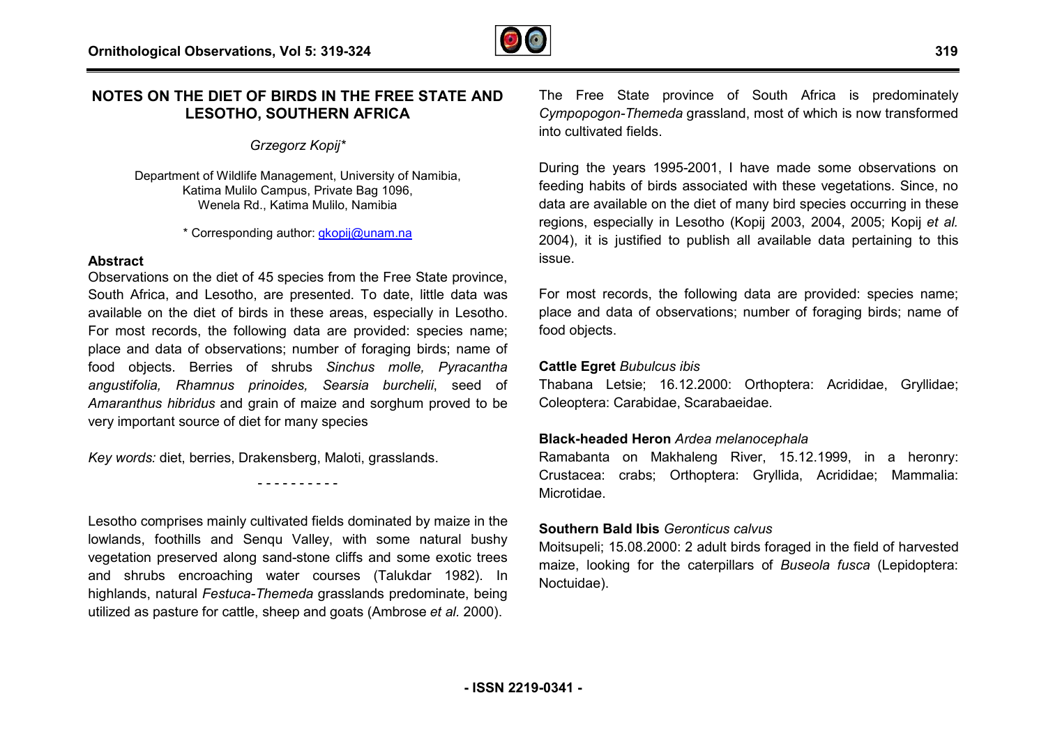# NOTES ON THE DIET OF BIRDS IN THE FREE STATE AND LESOTHO, SOUTHERN AFRICA

*Grzegorz Kopij\**

Department of Wildlife Management, University of Namibia, Katima Mulilo Campus, Private Bag 1096, Wenela Rd., Katima Mulilo, Namibia

\* Corresponding author: gkopij@unam.na

## Abstract

Observations on the diet of 45 species from the Free State province, South Africa, and Lesotho, are presented. To date, little data was available on the diet of birds in these areas, especially in Lesotho. For most records, the following data are provided: species name; place and data of observations; number of foraging birds; name of food objects. Berries of shrubs *Sinchus molle, Pyracantha angustifolia, Rhamnus prinoides, Searsia burchelii*, seed of *Amaranthus hibridus* and grain of maize and sorghum proved to be very important source of diet for many species

*Key words:* diet, berries, Drakensberg, Maloti, grasslands.

- - - - - - - - - -

Lesotho comprises mainly cultivated fields dominated by maize in the lowlands, foothills and Senqu Valley, with some natural bushy vegetation preserved along sand-stone cliffs and some exotic trees and shrubs encroaching water courses (Talukdar 1982). In highlands, natural *Festuca-Themeda* grasslands predominate, being utilized as pasture for cattle, sheep and goats (Ambrose *et al.* 2000).

The Free State province of South Africa is predominately *Cympopogon-Themeda* grassland, most of which is now transformed into cultivated fields.

During the years 1995-2001, I have made some observations on feeding habits of birds associated with these vegetations. Since, no data are available on the diet of many bird species occurring in these regions, especially in Lesotho (Kopij 2003, 2004, 2005; Kopij *et al.* 2004), it is justified to publish all available data pertaining to this issue.

For most records, the following data are provided: species name; place and data of observations; number of foraging birds; name of food objects.

### Cattle Egret *Bubulcus ibis*

Thabana Letsie; 16.12.2000: Orthoptera: Acrididae, Gryllidae; Coleoptera: Carabidae, Scarabaeidae.

### Black-headed Heron *Ardea melanocephala*

Ramabanta on Makhaleng River, 15.12.1999, in a heronry: Crustacea: crabs; Orthoptera: Gryllida, Acrididae; Mammalia: Microtidae.

### Southern Bald Ibis *Geronticus calvus*

Moitsupeli; 15.08.2000: 2 adult birds foraged in the field of harvested maize, looking for the caterpillars of *Buseola fusca* (Lepidoptera: Noctuidae).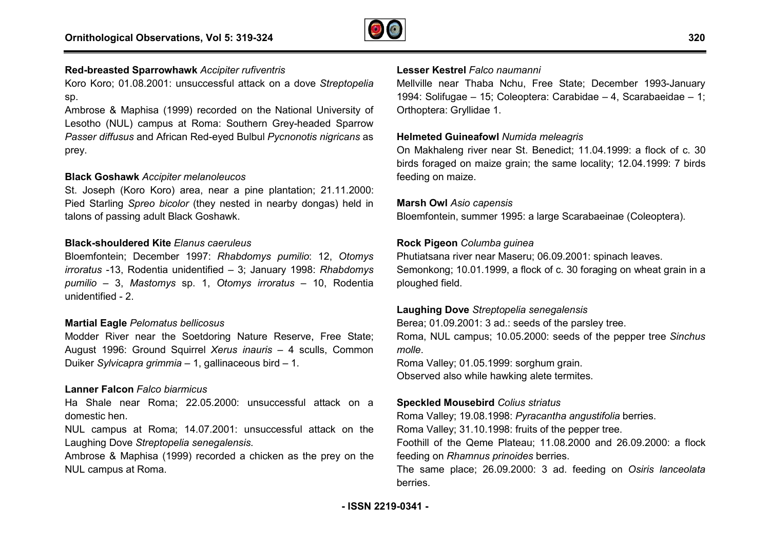**Red-breasted Sparrowhawk** *Accipiter rufiventris*

Koro Koro; 01.08.2001: unsuccessful attack on a dove *Streptopelia* sp.

Ambrose & Maphisa (1999) recorded on the National University of Lesotho (NUL) campus at Roma: Southern Grey-headed Sparrow *Passer diffusus* and African Red-eyed Bulbul *Pycnonotis nigricans* as prey.

**Black Goshawk** *Accipiter melanoleucos*

St. Joseph (Koro Koro) area, near a pine plantation; 21.11.2000: Pied Starling *Spreo bicolor* (they nested in nearby dongas) held in talons of passing adult Black Goshawk.

**Black-shouldered Kite** *Elanus caeruleus*

Bloemfontein; December 1997: *Rhabdomys pumilio*: 12, *Otomys irroratus* -13, Rodentia unidentified – 3; January 1998: *Rhabdomys pumilio* – 3, *Mastomys* sp. 1, *Otomys irroratus* – 10, Rodentia unidentified - 2.

**Martial Eagle** *Pelomatus bellicosus*

Modder River near the Soetdoring Nature Reserve, Free State; August 1996: Ground Squirrel *Xerus inauris* – 4 sculls, Common Duiker *Sylvicapra grimmia* – 1, gallinaceous bird – 1.

**Lanner Falcon** *Falco biarmicus*

Ha Shale near Roma; 22.05.2000: unsuccessful attack on a domestic hen.

NUL campus at Roma; 14.07.2001: unsuccessful attack on the Laughing Dove *Streptopelia senegalensis*.

Ambrose & Maphisa (1999) recorded a chicken as the prey on the NUL campus at Roma.

**Lesser Kestrel** *Falco naumanni*

Mellville near Thaba Nchu, Free State; December 1993-January 1994: Solifugae – 15; Coleoptera: Carabidae – 4, Scarabaeidae – 1; Orthoptera: Gryllidae 1.

**Helmeted Guineafowl** *Numida meleagris*

On Makhaleng river near St. Benedict; 11.04.1999: a flock of c. 30 birds foraged on maize grain; the same locality; 12.04.1999: 7 birds feeding on maize.

**Marsh Owl** *Asio capensis*

Bloemfontein, summer 1995: a large Scarabaeinae (Coleoptera).

**Rock Pigeon** *Columba guinea*

Phutiatsana river near Maseru; 06.09.2001: spinach leaves.

Semonkong; 10.01.1999, a flock of c. 30 foraging on wheat grain in a ploughed field.

**Laughing Dove** *Streptopelia senegalensis*

Berea; 01.09.2001: 3 ad.: seeds of the parsley tree.

Roma, NUL campus; 10.05.2000: seeds of the pepper tree *Sinchus molle*.

Roma Valley; 01.05.1999: sorghum grain.

Observed also while hawking alete termites.

**Speckled Mousebird** *Colius striatus*

Roma Valley; 19.08.1998: *Pyracantha angustifolia* berries.

Roma Valley; 31.10.1998: fruits of the pepper tree.

Foothill of the Qeme Plateau; 11.08.2000 and 26.09.2000: a flock feeding on *Rhamnus prinoides* berries.

The same place; 26.09.2000: 3 ad. feeding on *Osiris lanceolata* berries.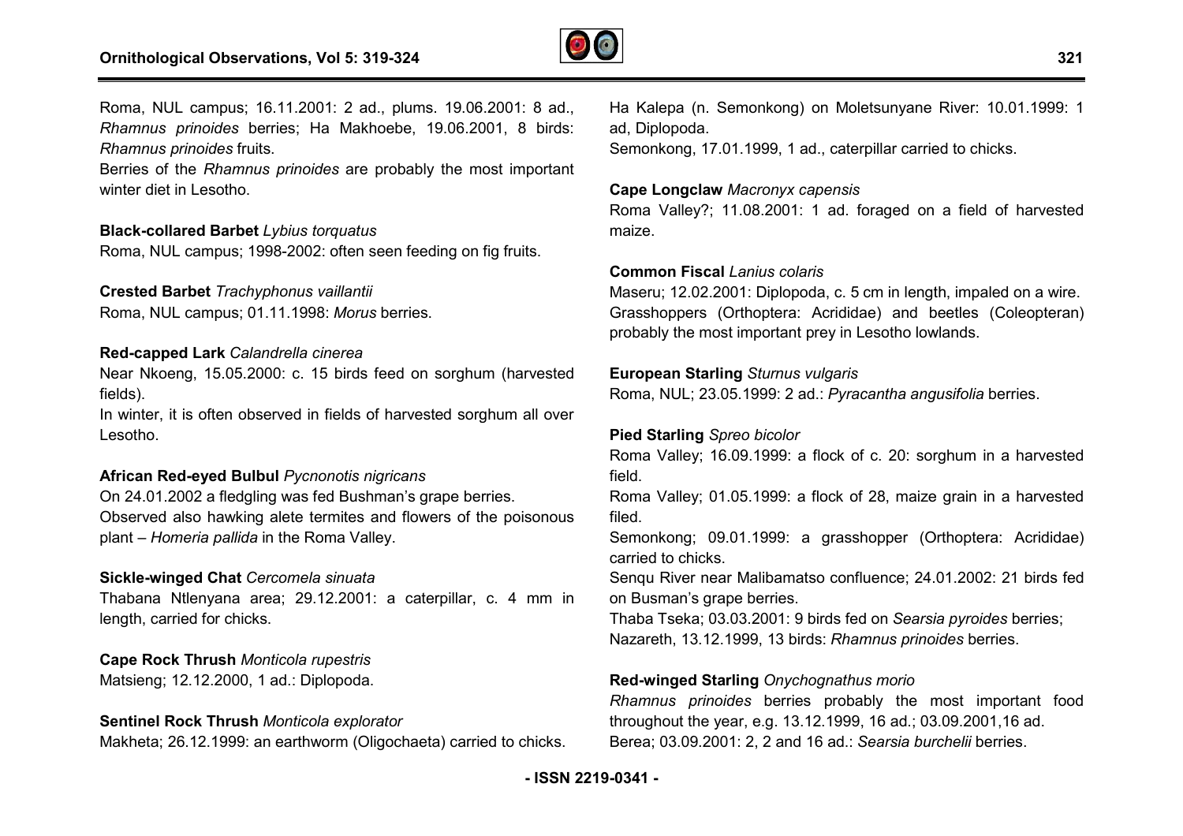Roma, NUL campus; 16.11.2001: 2 ad., plums. 19.06.2001: 8 ad., *Rhamnus prinoides* berries; Ha Makhoebe, 19.06.2001, 8 birds: *Rhamnus prinoides* fruits.

Berries of the *Rhamnus prinoides* are probably the most important winter diet in Lesotho.

**Black-collared Barbet** *Lybius torquatus*

Roma, NUL campus; 1998-2002: often seen feeding on fig fruits.

**Crested Barbet** *Trachyphonus vaillantii*

Roma, NUL campus; 01.11.1998: *Morus* berries.

**Red-capped Lark** *Calandrella cinerea*

Near Nkoeng, 15.05.2000: c. 15 birds feed on sorghum (harvested fields).

In winter, it is often observed in fields of harvested sorghum all over Lesotho.

**African Red-eyed Bulbul** *Pycnonotis nigricans*

On 24.01.2002 a fledgling was fed Bushman's grape berries.

Observed also hawking alete termites and flowers of the poisonous plant – *Homeria pallida* in the Roma Valley.

**Sickle-winged Chat** *Cercomela sinuata*

Thabana Ntlenyana area; 29.12.2001: a caterpillar, c. 4 mm in length, carried for chicks.

**Cape Rock Thrush** *Monticola rupestris*

Matsieng; 12.12.2000, 1 ad.: Diplopoda.

**Sentinel Rock Thrush** *Monticola explorator*

Makheta; 26.12.1999: an earthworm (Oligochaeta) carried to chicks.

Ha Kalepa (n. Semonkong) on Moletsunyane River: 10.01.1999: 1 ad, Diplopoda.

Semonkong, 17.01.1999, 1 ad., caterpillar carried to chicks.

**Cape Longclaw** *Macronyx capensis*

Roma Valley?; 11.08.2001: 1 ad. foraged on a field of harvested maize.

**Common Fiscal** *Lanius colaris*

Maseru; 12.02.2001: Diplopoda, c. 5 cm in length, impaled on a wire. Grasshoppers (Orthoptera: Acrididae) and beetles (Coleopteran) probably the most important prey in Lesotho lowlands.

**European Starling** *Sturnus vulgaris*

Roma, NUL; 23.05.1999: 2 ad.: *Pyracantha angusifolia* berries.

**Pied Starling** *Spreo bicolor*

Roma Valley; 16.09.1999: a flock of c. 20: sorghum in a harvested field.

Roma Valley; 01.05.1999: a flock of 28, maize grain in a harvested filed.

Semonkong; 09.01.1999: a grasshopper (Orthoptera: Acrididae) carried to chicks.

Senqu River near Malibamatso confluence; 24.01.2002: 21 birds fed on Busman's grape berries.

Thaba Tseka; 03.03.2001: 9 birds fed on *Searsia pyroides* berries; Nazareth, 13.12.1999, 13 birds: *Rhamnus prinoides* berries.

**Red-winged Starling** *Onychognathus morio*

*Rhamnus prinoides* berries probably the most important food throughout the year, e.g. 13.12.1999, 16 ad.; 03.09.2001,16 ad.

Berea; 03.09.2001: 2, 2 and 16 ad.: *Searsia burchelii* berries.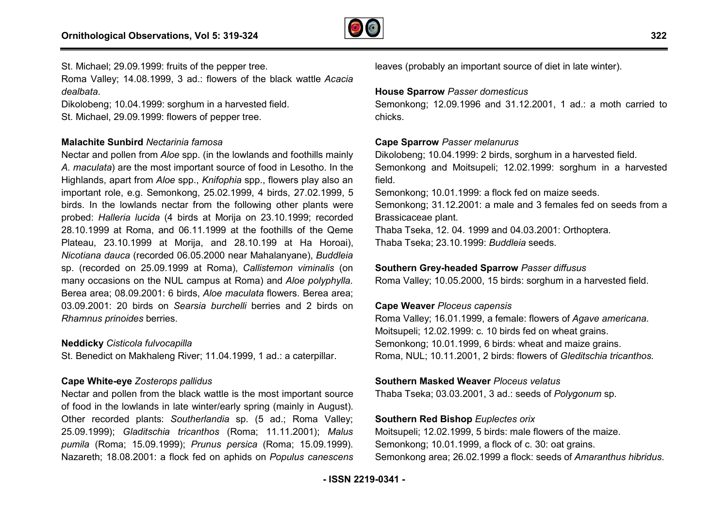St. Michael; 29.09.1999: fruits of the pepper tree.

Roma Valley; 14.08.1999, 3 ad.: flowers of the black wattle *Acacia dealbata*.

Dikolobeng; 10.04.1999: sorghum in a harvested field.

St. Michael, 29.09.1999: flowers of pepper tree.

**Malachite Sunbird** *Nectarinia famosa*

Nectar and pollen from *Aloe* spp. (in the lowlands and foothills mainly *A. maculata*) are the most important source of food in Lesotho. In the Highlands, apart from *Aloe* spp., *Knifophia* spp., flowers play also an important role, e.g. Semonkong, 25.02.1999, 4 birds, 27.02.1999, 5 birds. In the lowlands nectar from the following other plants were probed: *Halleria lucida* (4 birds at Morija on 23.10.1999; recorded 28.10.1999 at Roma, and 06.11.1999 at the foothills of the Qeme Plateau, 23.10.1999 at Morija, and 28.10.199 at Ha Horoai), *Nicotiana dauca* (recorded 06.05.2000 near Mahalanyane), *Buddleia* sp. (recorded on 25.09.1999 at Roma), *Callistemon viminalis* (on many occasions on the NUL campus at Roma) and *Aloe polyphylla*. Berea area; 08.09.2001: 6 birds, *Aloe maculata* flowers. Berea area; 03.09.2001: 20 birds on *Searsia burchelli* berries and 2 birds on *Rhamnus prinoides* berries.

**Neddicky** *Cisticola fulvocapilla*

St. Benedict on Makhaleng River; 11.04.1999, 1 ad.: a caterpillar.

**Cape White-eye** *Zosterops pallidus*

Nectar and pollen from the black wattle is the most important source of food in the lowlands in late winter/early spring (mainly in August). Other recorded plants: *Southerlandia* sp. (5 ad.; Roma Valley; 25.09.1999); *Gladitschia tricanthos* (Roma; 11.11.2001); *Malus pumila* (Roma; 15.09.1999); *Prunus persica* (Roma; 15.09.1999). Nazareth; 18.08.2001: a flock fed on aphids on *Populus canescens* leaves (probably an important source of diet in late winter).

**House Sparrow** *Passer domesticus*

Semonkong; 12.09.1996 and 31.12.2001, 1 ad.: a moth carried to chicks.

**Cape Sparrow** *Passer melanurus*

Dikolobeng; 10.04.1999: 2 birds, sorghum in a harvested field.

Semonkong and Moitsupeli; 12.02.1999: sorghum in a harvested field.

Semonkong; 10.01.1999: a flock fed on maize seeds.

Semonkong; 31.12.2001: a male and 3 females fed on seeds from a Brassicaceae plant.

Thaba Tseka, 12. 04. 1999 and 04.03.2001: Orthoptera.

Thaba Tseka; 23.10.1999: *Buddleia* seeds.

**Southern Grey-headed Sparrow** *Passer diffusus*

Roma Valley; 10.05.2000, 15 birds: sorghum in a harvested field.

**Cape Weaver** *Ploceus capensis*

Roma Valley; 16.01.1999, a female: flowers of *Agave americana*.

Moitsupeli; 12.02.1999: c. 10 birds fed on wheat grains.

Semonkong; 10.01.1999, 6 birds: wheat and maize grains.

Roma, NUL; 10.11.2001, 2 birds: flowers of *Gleditschia tricanthos.*

**Southern Masked Weaver** *Ploceus velatus*

Thaba Tseka; 03.03.2001, 3 ad.: seeds of *Polygonum* sp.

**Southern Red Bishop** *Euplectes orix*

Moitsupeli; 12.02.1999, 5 birds: male flowers of the maize.

Semonkong; 10.01.1999, a flock of c. 30: oat grains.

Semonkong area; 26.02.1999 a flock: seeds of *Amaranthus hibridus*.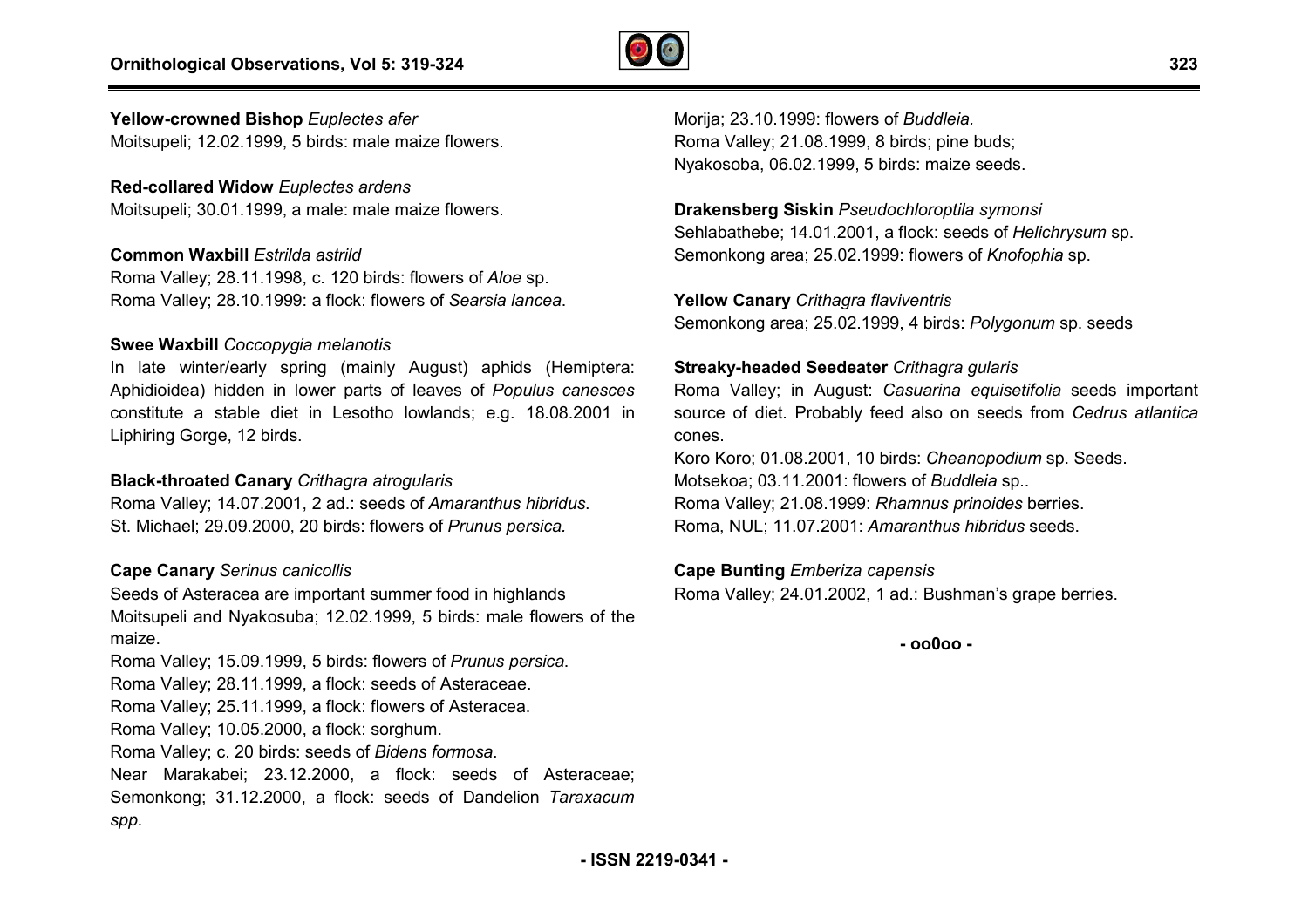**Yellow-crowned Bishop** *Euplectes afer*
Moitsupeli; 12.02.1999, 5 birds: male maize flowers.

**Red-collared Widow** *Euplectes ardens*
Moitsupeli; 30.01.1999, a male: male maize flowers.

**Common Waxbill** *Estrilda astrild*
Roma Valley; 28.11.1998, c. 120 birds: flowers of *Aloe* sp.
Roma Valley; 28.10.1999: a flock: flowers of *Searsia lancea*.

**Swee Waxbill** *Coccopygia melanotis*
In late winter/early spring (mainly August) aphids (Hemiptera: Aphidioidea) hidden in lower parts of leaves of *Populus canesces* constitute a stable diet in Lesotho lowlands; e.g. 18.08.2001 in Liphiring Gorge, 12 birds.

**Black-throated Canary** *Crithagra atrogularis*
Roma Valley; 14.07.2001, 2 ad.: seeds of *Amaranthus hibridus.*
St. Michael; 29.09.2000, 20 birds: flowers of *Prunus persica.*

**Cape Canary** *Serinus canicollis*
Seeds of Asteracea are important summer food in highlands
Moitsupeli and Nyakosuba; 12.02.1999, 5 birds: male flowers of the maize.
Roma Valley; 15.09.1999, 5 birds: flowers of *Prunus persica*.
Roma Valley; 28.11.1999, a flock: seeds of Asteraceae.
Roma Valley; 25.11.1999, a flock: flowers of Asteracea.
Roma Valley; 10.05.2000, a flock: sorghum.
Roma Valley; c. 20 birds: seeds of *Bidens formosa*.
Near Marakabei; 23.12.2000, a flock: seeds of Asteraceae; Semonkong; 31.12.2000, a flock: seeds of Dandelion *Taraxacum spp.*
Morija; 23.10.1999: flowers of *Buddleia.*
Roma Valley; 21.08.1999, 8 birds; pine buds;
Nyakosoba, 06.02.1999, 5 birds: maize seeds.

**Drakensberg Siskin** *Pseudochloroptila symonsi*
Sehlabathebe; 14.01.2001, a flock: seeds of *Helichrysum* sp.
Semonkong area; 25.02.1999: flowers of *Knofophia* sp.

**Yellow Canary** *Crithagra flaviventris*
Semonkong area; 25.02.1999, 4 birds: *Polygonum* sp. seeds

**Streaky-headed Seedeater** *Crithagra gularis*
Roma Valley; in August: *Casuarina equisetifolia* seeds important source of diet. Probably feed also on seeds from *Cedrus atlantica* cones.
Koro Koro; 01.08.2001, 10 birds: *Cheanopodium* sp. Seeds.
Motsekoa; 03.11.2001: flowers of *Buddleia* sp..
Roma Valley; 21.08.1999: *Rhamnus prinoides* berries.
Roma, NUL; 11.07.2001: *Amaranthus hibridus* seeds.

**Cape Bunting** *Emberiza capensis*
Roma Valley; 24.01.2002, 1 ad.: Bushman's grape berries.

**- oo0oo -**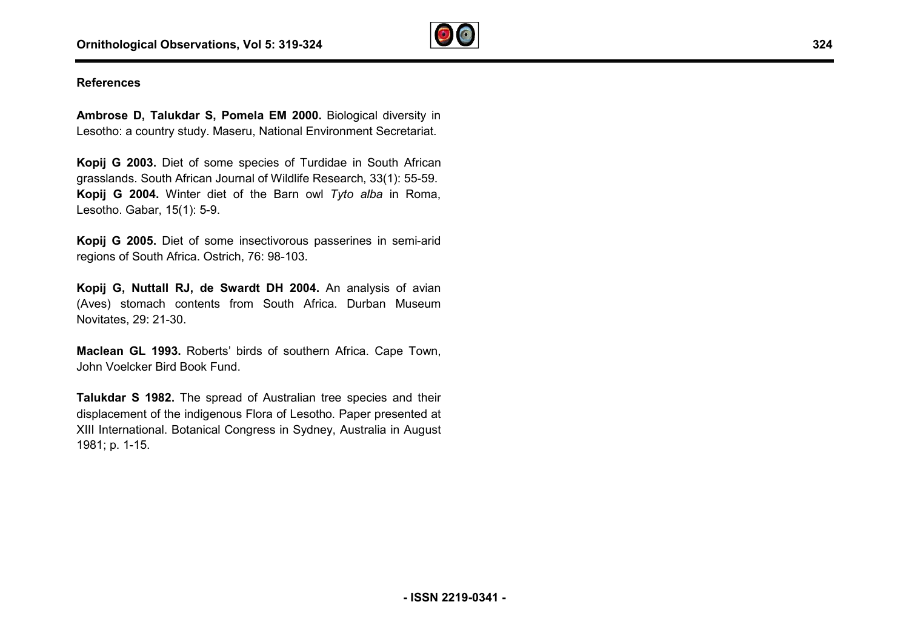## References

**Ambrose D, Talukdar S, Pomela EM 2000.** Biological diversity in Lesotho: a country study. Maseru, National Environment Secretariat.

**Kopij G 2003.** Diet of some species of Turdidae in South African grasslands. South African Journal of Wildlife Research, 33(1): 55-59.

**Kopij G 2004.** Winter diet of the Barn owl *Tyto alba* in Roma, Lesotho. Gabar, 15(1): 5-9.

**Kopij G 2005.** Diet of some insectivorous passerines in semi-arid regions of South Africa. Ostrich, 76: 98-103.

**Kopij G, Nuttall RJ, de Swardt DH 2004.** An analysis of avian (Aves) stomach contents from South Africa. Durban Museum Novitates, 29: 21-30.

**Maclean GL 1993.** Roberts' birds of southern Africa. Cape Town, John Voelcker Bird Book Fund.

**Talukdar S 1982.** The spread of Australian tree species and their displacement of the indigenous Flora of Lesotho. Paper presented at XIII International. Botanical Congress in Sydney, Australia in August 1981; p. 1-15.